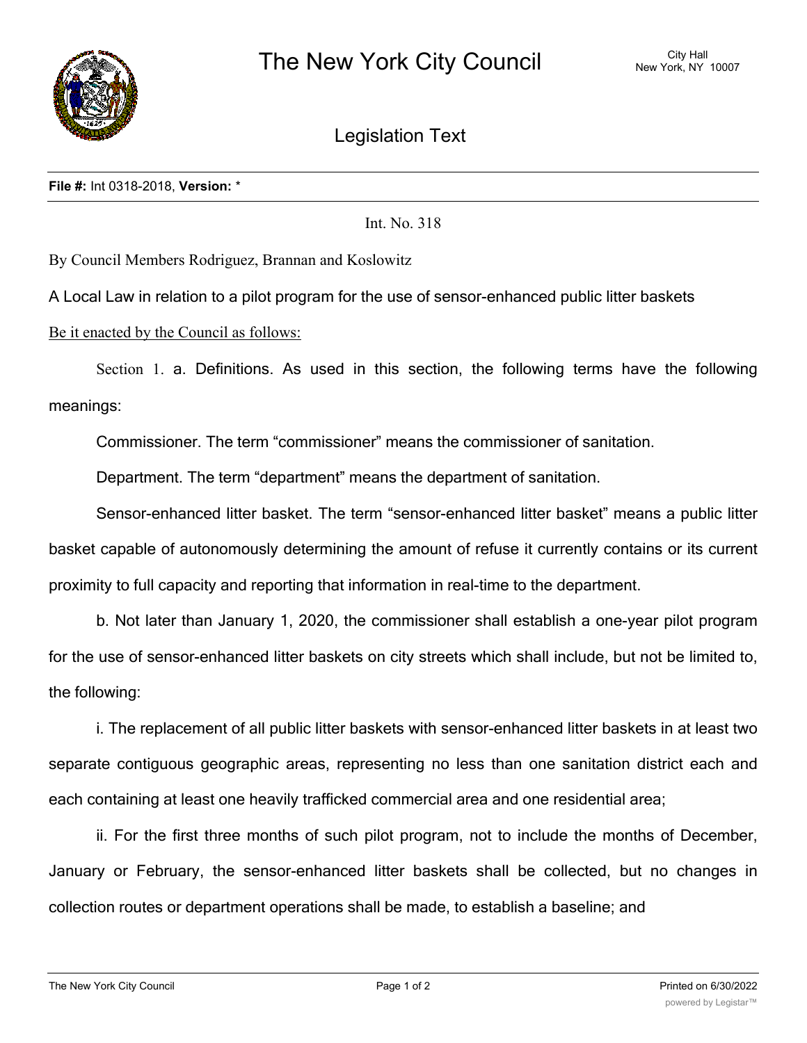# The New York City Council

City Hall
New York, NY 10007

## Legislation Text

**File #:** Int 0318-2018, **Version:** *

Int. No. 318

By Council Members Rodriguez, Brannan and Koslowitz

A Local Law in relation to a pilot program for the use of sensor-enhanced public litter baskets

Be it enacted by the Council as follows:

Section 1. a. Definitions. As used in this section, the following terms have the following meanings:

Commissioner. The term "commissioner" means the commissioner of sanitation.

Department. The term "department" means the department of sanitation.

Sensor-enhanced litter basket. The term "sensor-enhanced litter basket" means a public litter basket capable of autonomously determining the amount of refuse it currently contains or its current proximity to full capacity and reporting that information in real-time to the department.

b. Not later than January 1, 2020, the commissioner shall establish a one-year pilot program for the use of sensor-enhanced litter baskets on city streets which shall include, but not be limited to, the following:

i. The replacement of all public litter baskets with sensor-enhanced litter baskets in at least two separate contiguous geographic areas, representing no less than one sanitation district each and each containing at least one heavily trafficked commercial area and one residential area;

ii. For the first three months of such pilot program, not to include the months of December, January or February, the sensor-enhanced litter baskets shall be collected, but no changes in collection routes or department operations shall be made, to establish a baseline; and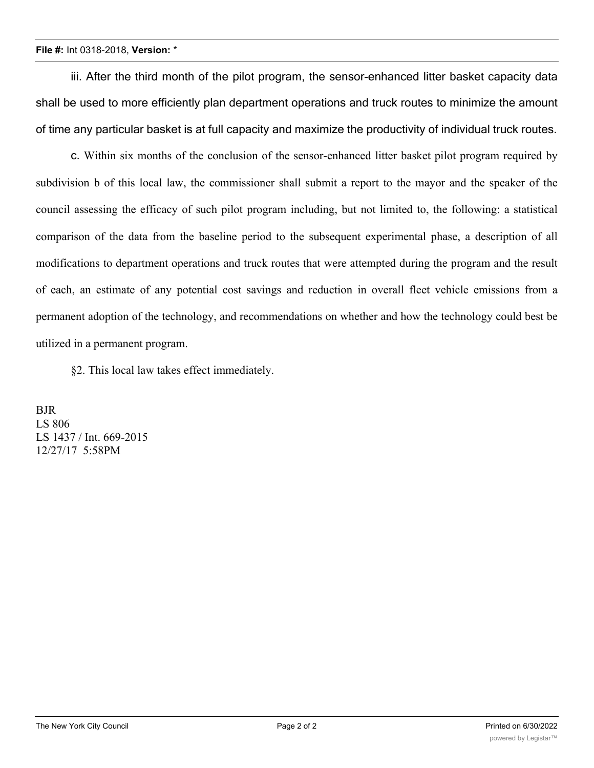iii. After the third month of the pilot program, the sensor-enhanced litter basket capacity data shall be used to more efficiently plan department operations and truck routes to minimize the amount of time any particular basket is at full capacity and maximize the productivity of individual truck routes.

c. Within six months of the conclusion of the sensor-enhanced litter basket pilot program required by subdivision b of this local law, the commissioner shall submit a report to the mayor and the speaker of the council assessing the efficacy of such pilot program including, but not limited to, the following: a statistical comparison of the data from the baseline period to the subsequent experimental phase, a description of all modifications to department operations and truck routes that were attempted during the program and the result of each, an estimate of any potential cost savings and reduction in overall fleet vehicle emissions from a permanent adoption of the technology, and recommendations on whether and how the technology could best be utilized in a permanent program.

§2. This local law takes effect immediately.

BJR
LS 806
LS 1437 / Int. 669-2015
12/27/17 5:58PM